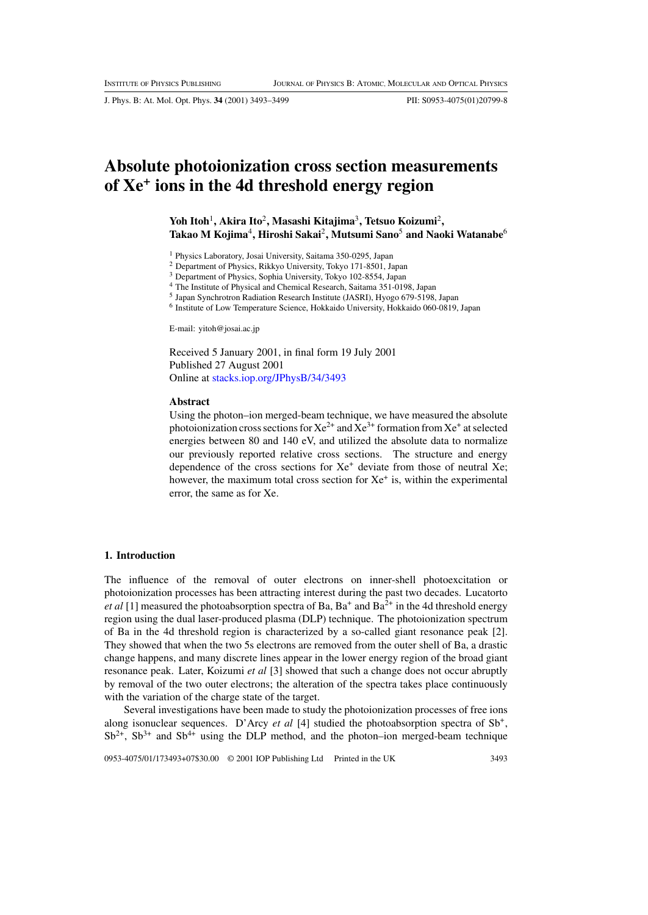# Absolute photoionization cross section measurements of $Xe^{+}$ ions in the 4d threshold energy region

**Yoh Itoh**[1], **Akira Ito**[2], **Masashi Kitajima**[3], **Tetsuo Koizumi**[2], **Takao M Kojima**[4], **Hiroshi Sakai**[2], **Mutsumi Sano**[5] and **Naoki Watanabe**[6]

[1] Physics Laboratory, Josai University, Saitama 350-0295, Japan
[2] Department of Physics, Rikkyo University, Tokyo 171-8501, Japan
[3] Department of Physics, Sophia University, Tokyo 102-8554, Japan
[4] The Institute of Physical and Chemical Research, Saitama 351-0198, Japan
[5] Japan Synchrotron Radiation Research Institute (JASRI), Hyogo 679-5198, Japan
[6] Institute of Low Temperature Science, Hokkaido University, Hokkaido 060-0819, Japan

E-mail: yitoh@josai.ac.jp

Received 5 January 2001, in final form 19 July 2001
Published 27 August 2001
Online at stacks.iop.org/JPhysB/34/3493

## Abstract

Using the photon–ion merged-beam technique, we have measured the absolute photoionization cross sections for $Xe^{2+}$ and $Xe^{3+}$ formation from $Xe^{+}$ at selected energies between 80 and 140 eV, and utilized the absolute data to normalize our previously reported relative cross sections. The structure and energy dependence of the cross sections for $Xe^{+}$ deviate from those of neutral Xe; however, the maximum total cross section for $Xe^{+}$ is, within the experimental error, the same as for Xe.

## 1. Introduction

The influence of the removal of outer electrons on inner-shell photoexcitation or photoionization processes has been attracting interest during the past two decades. Lucatorto *et al* [1] measured the photoabsorption spectra of Ba, $Ba^{+}$ and $Ba^{2+}$ in the 4d threshold energy region using the dual laser-produced plasma (DLP) technique. The photoionization spectrum of Ba in the 4d threshold region is characterized by a so-called giant resonance peak [2]. They showed that when the two 5s electrons are removed from the outer shell of Ba, a drastic change happens, and many discrete lines appear in the lower energy region of the broad giant resonance peak. Later, Koizumi *et al* [3] showed that such a change does not occur abruptly by removal of the two outer electrons; the alteration of the spectra takes place continuously with the variation of the charge state of the target.

Several investigations have been made to study the photoionization processes of free ions along isonuclear sequences. D'Arcy *et al* [4] studied the photoabsorption spectra of $Sb^{+}$, $Sb^{2+}$, $Sb^{3+}$ and $Sb^{4+}$ using the DLP method, and the photon–ion merged-beam technique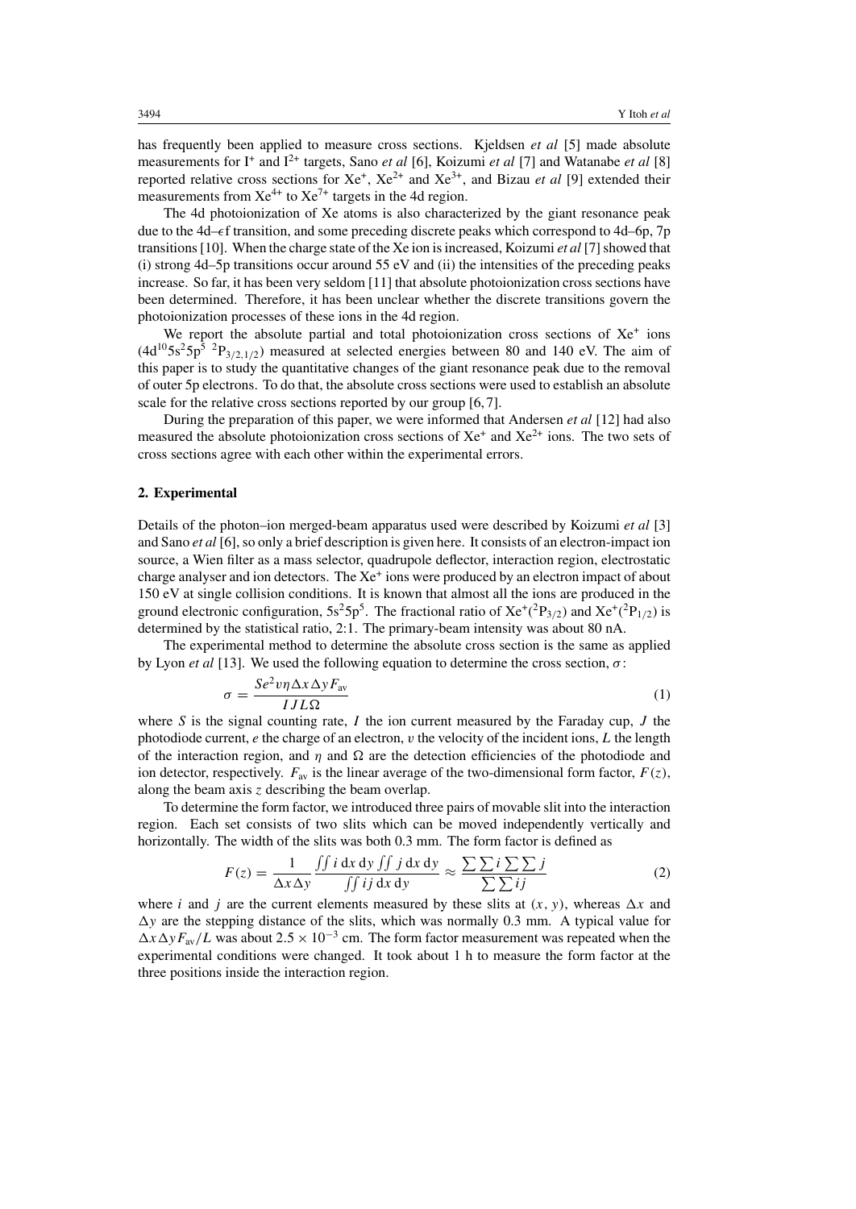has frequently been applied to measure cross sections. Kjeldsen *et al* [5] made absolute measurements for $I^+$ and $I^{2+}$ targets, Sano *et al* [6], Koizumi *et al* [7] and Watanabe *et al* [8] reported relative cross sections for $Xe^+$, $Xe^{2+}$ and $Xe^{3+}$, and Bizau *et al* [9] extended their measurements from $Xe^{4+}$ to $Xe^{7+}$ targets in the 4d region.

The 4d photoionization of Xe atoms is also characterized by the giant resonance peak due to the 4d–$\epsilon$f transition, and some preceding discrete peaks which correspond to 4d–6p, 7p transitions [10]. When the charge state of the Xe ion is increased, Koizumi *et al* [7] showed that (i) strong 4d–5p transitions occur around 55 eV and (ii) the intensities of the preceding peaks increase. So far, it has been very seldom [11] that absolute photoionization cross sections have been determined. Therefore, it has been unclear whether the discrete transitions govern the photoionization processes of these ions in the 4d region.

We report the absolute partial and total photoionization cross sections of $Xe^+$ ions ($4d^{10}5s^25p^5\ ^2P_{3/2,1/2}$) measured at selected energies between 80 and 140 eV. The aim of this paper is to study the quantitative changes of the giant resonance peak due to the removal of outer 5p electrons. To do that, the absolute cross sections were used to establish an absolute scale for the relative cross sections reported by our group [6, 7].

During the preparation of this paper, we were informed that Andersen *et al* [12] had also measured the absolute photoionization cross sections of $Xe^+$ and $Xe^{2+}$ ions. The two sets of cross sections agree with each other within the experimental errors.

## 2. Experimental

Details of the photon–ion merged-beam apparatus used were described by Koizumi *et al* [3] and Sano *et al* [6], so only a brief description is given here. It consists of an electron-impact ion source, a Wien filter as a mass selector, quadrupole deflector, interaction region, electrostatic charge analyser and ion detectors. The $Xe^+$ ions were produced by an electron impact of about 150 eV at single collision conditions. It is known that almost all the ions are produced in the ground electronic configuration, $5s^25p^5$. The fractional ratio of $Xe^+(^2P_{3/2})$ and $Xe^+(^2P_{1/2})$ is determined by the statistical ratio, 2:1. The primary-beam intensity was about 80 nA.

The experimental method to determine the absolute cross section is the same as applied by Lyon *et al* [13]. We used the following equation to determine the cross section, $\sigma$:

$$\sigma = \frac{Se^2 v\eta \Delta x \Delta y F_{\mathrm{av}}}{IJL\Omega} \tag{1}$$

where $S$ is the signal counting rate, $I$ the ion current measured by the Faraday cup, $J$ the photodiode current, $e$ the charge of an electron, $v$ the velocity of the incident ions, $L$ the length of the interaction region, and $\eta$ and $\Omega$ are the detection efficiencies of the photodiode and ion detector, respectively. $F_{\mathrm{av}}$ is the linear average of the two-dimensional form factor, $F(z)$, along the beam axis $z$ describing the beam overlap.

To determine the form factor, we introduced three pairs of movable slit into the interaction region. Each set consists of two slits which can be moved independently vertically and horizontally. The width of the slits was both 0.3 mm. The form factor is defined as

$$F(z) = \frac{1}{\Delta x \Delta y} \frac{\iint i \,\mathrm{d}x\,\mathrm{d}y \iint j \,\mathrm{d}x\,\mathrm{d}y}{\iint ij \,\mathrm{d}x\,\mathrm{d}y} \approx \frac{\sum\sum i \sum\sum j}{\sum\sum ij} \tag{2}$$

where $i$ and $j$ are the current elements measured by these slits at $(x, y)$, whereas $\Delta x$ and $\Delta y$ are the stepping distance of the slits, which was normally 0.3 mm. A typical value for $\Delta x \Delta y F_{\mathrm{av}}/L$ was about $2.5 \times 10^{-3}$ cm. The form factor measurement was repeated when the experimental conditions were changed. It took about 1 h to measure the form factor at the three positions inside the interaction region.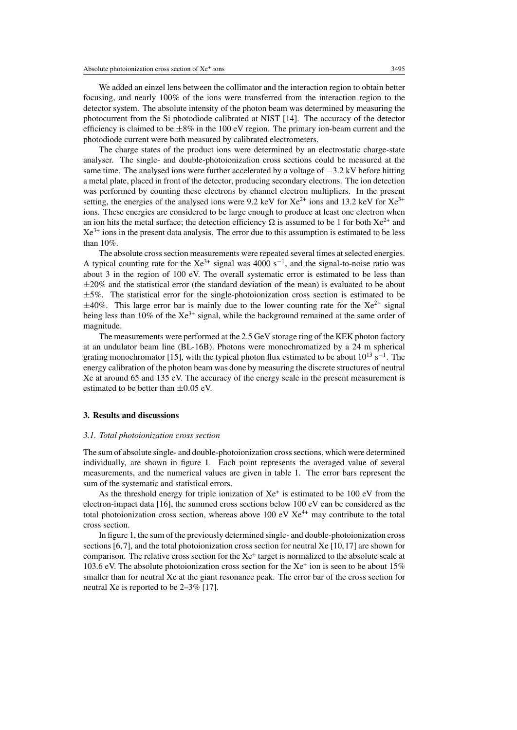We added an einzel lens between the collimator and the interaction region to obtain better focusing, and nearly 100% of the ions were transferred from the interaction region to the detector system. The absolute intensity of the photon beam was determined by measuring the photocurrent from the Si photodiode calibrated at NIST [14]. The accuracy of the detector efficiency is claimed to be ±8% in the 100 eV region. The primary ion-beam current and the photodiode current were both measured by calibrated electrometers.

The charge states of the product ions were determined by an electrostatic charge-state analyser. The single- and double-photoionization cross sections could be measured at the same time. The analysed ions were further accelerated by a voltage of −3.2 kV before hitting a metal plate, placed in front of the detector, producing secondary electrons. The ion detection was performed by counting these electrons by channel electron multipliers. In the present setting, the energies of the analysed ions were 9.2 keV for $Xe^{2+}$ ions and 13.2 keV for $Xe^{3+}$ ions. These energies are considered to be large enough to produce at least one electron when an ion hits the metal surface; the detection efficiency $\Omega$ is assumed to be 1 for both $Xe^{2+}$ and $Xe^{3+}$ ions in the present data analysis. The error due to this assumption is estimated to be less than 10%.

The absolute cross section measurements were repeated several times at selected energies. A typical counting rate for the $Xe^{3+}$ signal was 4000 $s^{-1}$, and the signal-to-noise ratio was about 3 in the region of 100 eV. The overall systematic error is estimated to be less than ±20% and the statistical error (the standard deviation of the mean) is evaluated to be about ±5%. The statistical error for the single-photoionization cross section is estimated to be ±40%. This large error bar is mainly due to the lower counting rate for the $Xe^{2+}$ signal being less than 10% of the $Xe^{3+}$ signal, while the background remained at the same order of magnitude.

The measurements were performed at the 2.5 GeV storage ring of the KEK photon factory at an undulator beam line (BL-16B). Photons were monochromatized by a 24 m spherical grating monochromator [15], with the typical photon flux estimated to be about $10^{13}$ $s^{-1}$. The energy calibration of the photon beam was done by measuring the discrete structures of neutral Xe at around 65 and 135 eV. The accuracy of the energy scale in the present measurement is estimated to be better than ±0.05 eV.

## 3. Results and discussions

### *3.1. Total photoionization cross section*

The sum of absolute single- and double-photoionization cross sections, which were determined individually, are shown in figure 1. Each point represents the averaged value of several measurements, and the numerical values are given in table 1. The error bars represent the sum of the systematic and statistical errors.

As the threshold energy for triple ionization of $Xe^{+}$ is estimated to be 100 eV from the electron-impact data [16], the summed cross sections below 100 eV can be considered as the total photoionization cross section, whereas above 100 eV $Xe^{4+}$ may contribute to the total cross section.

In figure 1, the sum of the previously determined single- and double-photoionization cross sections [6,7], and the total photoionization cross section for neutral Xe [10,17] are shown for comparison. The relative cross section for the $Xe^{+}$ target is normalized to the absolute scale at 103.6 eV. The absolute photoionization cross section for the $Xe^{+}$ ion is seen to be about 15% smaller than for neutral Xe at the giant resonance peak. The error bar of the cross section for neutral Xe is reported to be 2–3% [17].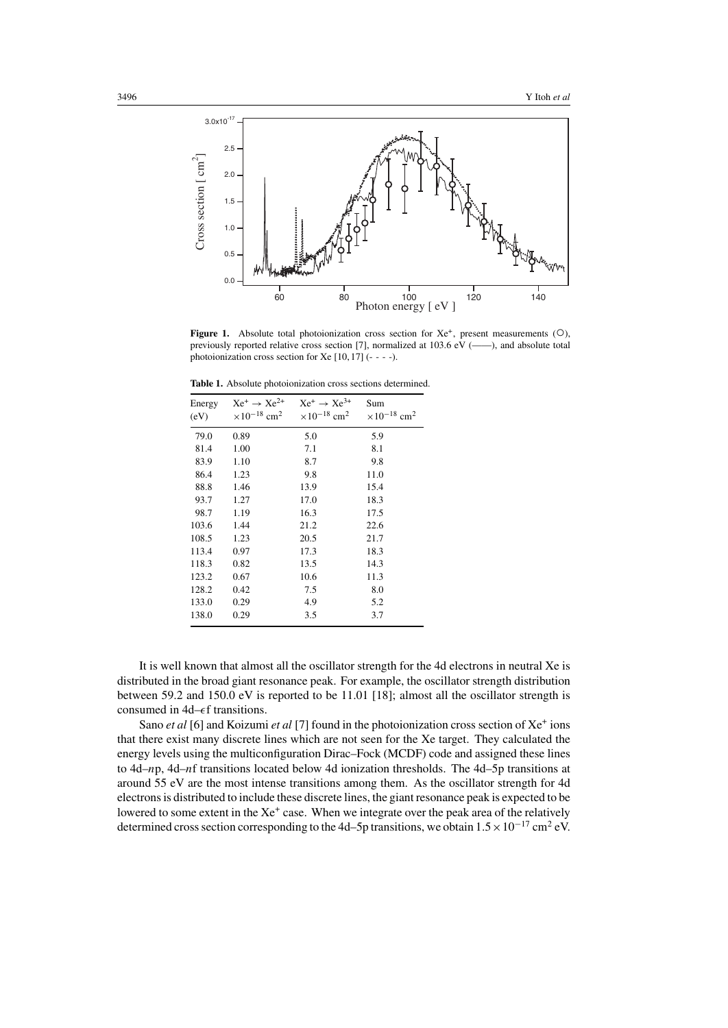**Figure 1.** Absolute total photoionization cross section for $Xe^+$, present measurements (○), previously reported relative cross section [7], normalized at 103.6 eV (——), and absolute total photoionization cross section for Xe [10, 17] (- - - -).

**Table 1.** Absolute photoionization cross sections determined.

| Energy (eV) | $Xe^+ \rightarrow Xe^{2+}$ $\times 10^{-18}$ cm$^2$ | $Xe^+ \rightarrow Xe^{3+}$ $\times 10^{-18}$ cm$^2$ | Sum $\times 10^{-18}$ cm$^2$ |
|---|---|---|---|
| 79.0 | 0.89 | 5.0 | 5.9 |
| 81.4 | 1.00 | 7.1 | 8.1 |
| 83.9 | 1.10 | 8.7 | 9.8 |
| 86.4 | 1.23 | 9.8 | 11.0 |
| 88.8 | 1.46 | 13.9 | 15.4 |
| 93.7 | 1.27 | 17.0 | 18.3 |
| 98.7 | 1.19 | 16.3 | 17.5 |
| 103.6 | 1.44 | 21.2 | 22.6 |
| 108.5 | 1.23 | 20.5 | 21.7 |
| 113.4 | 0.97 | 17.3 | 18.3 |
| 118.3 | 0.82 | 13.5 | 14.3 |
| 123.2 | 0.67 | 10.6 | 11.3 |
| 128.2 | 0.42 | 7.5 | 8.0 |
| 133.0 | 0.29 | 4.9 | 5.2 |
| 138.0 | 0.29 | 3.5 | 3.7 |

It is well known that almost all the oscillator strength for the 4d electrons in neutral Xe is distributed in the broad giant resonance peak. For example, the oscillator strength distribution between 59.2 and 150.0 eV is reported to be 11.01 [18]; almost all the oscillator strength is consumed in 4d–$\epsilon$f transitions.

Sano *et al* [6] and Koizumi *et al* [7] found in the photoionization cross section of $Xe^+$ ions that there exist many discrete lines which are not seen for the Xe target. They calculated the energy levels using the multiconfiguration Dirac–Fock (MCDF) code and assigned these lines to 4d–*n*p, 4d–*n*f transitions located below 4d ionization thresholds. The 4d–5p transitions at around 55 eV are the most intense transitions among them. As the oscillator strength for 4d electrons is distributed to include these discrete lines, the giant resonance peak is expected to be lowered to some extent in the $Xe^+$ case. When we integrate over the peak area of the relatively determined cross section corresponding to the 4d–5p transitions, we obtain $1.5 \times 10^{-17}$ cm$^2$ eV.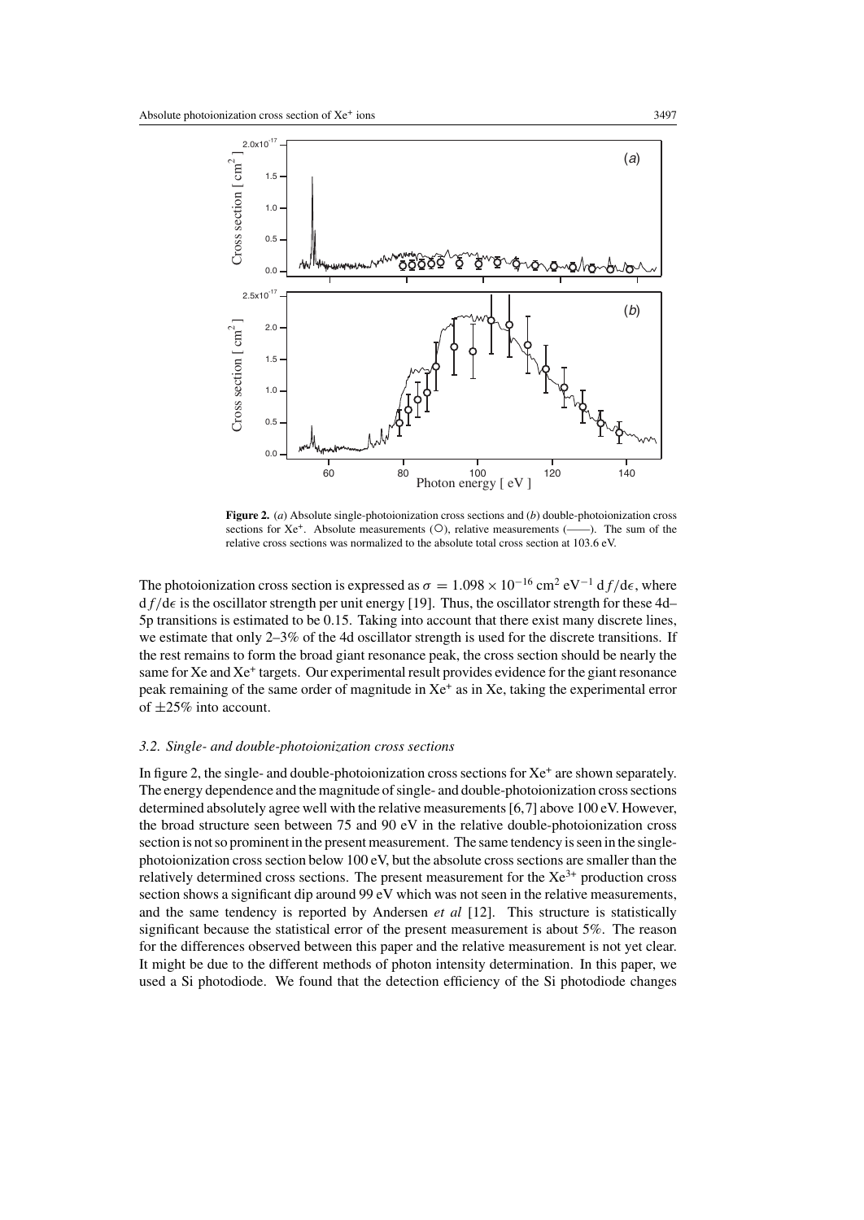**Figure 2.** (*a*) Absolute single-photoionization cross sections and (*b*) double-photoionization cross sections for $Xe^{+}$. Absolute measurements (○), relative measurements (——). The sum of the relative cross sections was normalized to the absolute total cross section at 103.6 eV.

The photoionization cross section is expressed as $\sigma = 1.098 \times 10^{-16}$ cm$^2$ eV$^{-1}$ d$f$/d$\epsilon$, where d$f$/d$\epsilon$ is the oscillator strength per unit energy [19]. Thus, the oscillator strength for these 4d–5p transitions is estimated to be 0.15. Taking into account that there exist many discrete lines, we estimate that only 2–3% of the 4d oscillator strength is used for the discrete transitions. If the rest remains to form the broad giant resonance peak, the cross section should be nearly the same for Xe and $Xe^{+}$ targets. Our experimental result provides evidence for the giant resonance peak remaining of the same order of magnitude in $Xe^{+}$ as in Xe, taking the experimental error of ±25% into account.

### *3.2. Single- and double-photoionization cross sections*

In figure 2, the single- and double-photoionization cross sections for $Xe^{+}$ are shown separately. The energy dependence and the magnitude of single- and double-photoionization cross sections determined absolutely agree well with the relative measurements [6,7] above 100 eV. However, the broad structure seen between 75 and 90 eV in the relative double-photoionization cross section is not so prominent in the present measurement. The same tendency is seen in the single-photoionization cross section below 100 eV, but the absolute cross sections are smaller than the relatively determined cross sections. The present measurement for the $Xe^{3+}$ production cross section shows a significant dip around 99 eV which was not seen in the relative measurements, and the same tendency is reported by Andersen *et al* [12]. This structure is statistically significant because the statistical error of the present measurement is about 5%. The reason for the differences observed between this paper and the relative measurement is not yet clear. It might be due to the different methods of photon intensity determination. In this paper, we used a Si photodiode. We found that the detection efficiency of the Si photodiode changes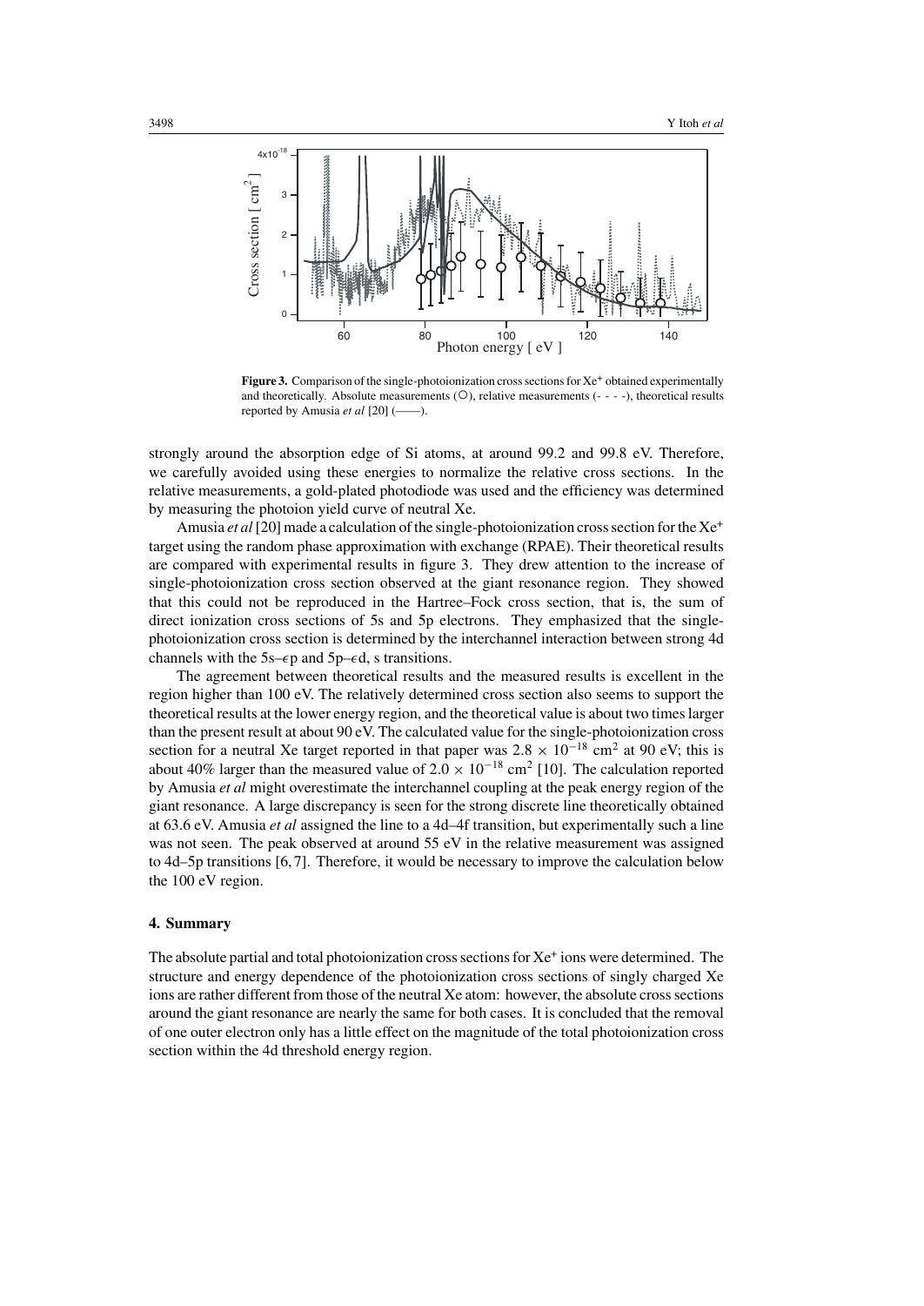**Figure 3.** Comparison of the single-photoionization cross sections for $Xe^+$ obtained experimentally and theoretically. Absolute measurements (○), relative measurements (- - - -), theoretical results reported by Amusia *et al* [20] (——).

strongly around the absorption edge of Si atoms, at around 99.2 and 99.8 eV. Therefore, we carefully avoided using these energies to normalize the relative cross sections. In the relative measurements, a gold-plated photodiode was used and the efficiency was determined by measuring the photoion yield curve of neutral Xe.

Amusia *et al* [20] made a calculation of the single-photoionization cross section for the $Xe^+$ target using the random phase approximation with exchange (RPAE). Their theoretical results are compared with experimental results in figure 3. They drew attention to the increase of single-photoionization cross section observed at the giant resonance region. They showed that this could not be reproduced in the Hartree–Fock cross section, that is, the sum of direct ionization cross sections of 5s and 5p electrons. They emphasized that the single-photoionization cross section is determined by the interchannel interaction between strong 4d channels with the 5s–$\epsilon$p and 5p–$\epsilon$d, s transitions.

The agreement between theoretical results and the measured results is excellent in the region higher than 100 eV. The relatively determined cross section also seems to support the theoretical results at the lower energy region, and the theoretical value is about two times larger than the present result at about 90 eV. The calculated value for the single-photoionization cross section for a neutral Xe target reported in that paper was $2.8 \times 10^{-18}$ cm$^2$ at 90 eV; this is about 40% larger than the measured value of $2.0 \times 10^{-18}$ cm$^2$ [10]. The calculation reported by Amusia *et al* might overestimate the interchannel coupling at the peak energy region of the giant resonance. A large discrepancy is seen for the strong discrete line theoretically obtained at 63.6 eV. Amusia *et al* assigned the line to a 4d–4f transition, but experimentally such a line was not seen. The peak observed at around 55 eV in the relative measurement was assigned to 4d–5p transitions [6, 7]. Therefore, it would be necessary to improve the calculation below the 100 eV region.

## 4. Summary

The absolute partial and total photoionization cross sections for $Xe^+$ ions were determined. The structure and energy dependence of the photoionization cross sections of singly charged Xe ions are rather different from those of the neutral Xe atom: however, the absolute cross sections around the giant resonance are nearly the same for both cases. It is concluded that the removal of one outer electron only has a little effect on the magnitude of the total photoionization cross section within the 4d threshold energy region.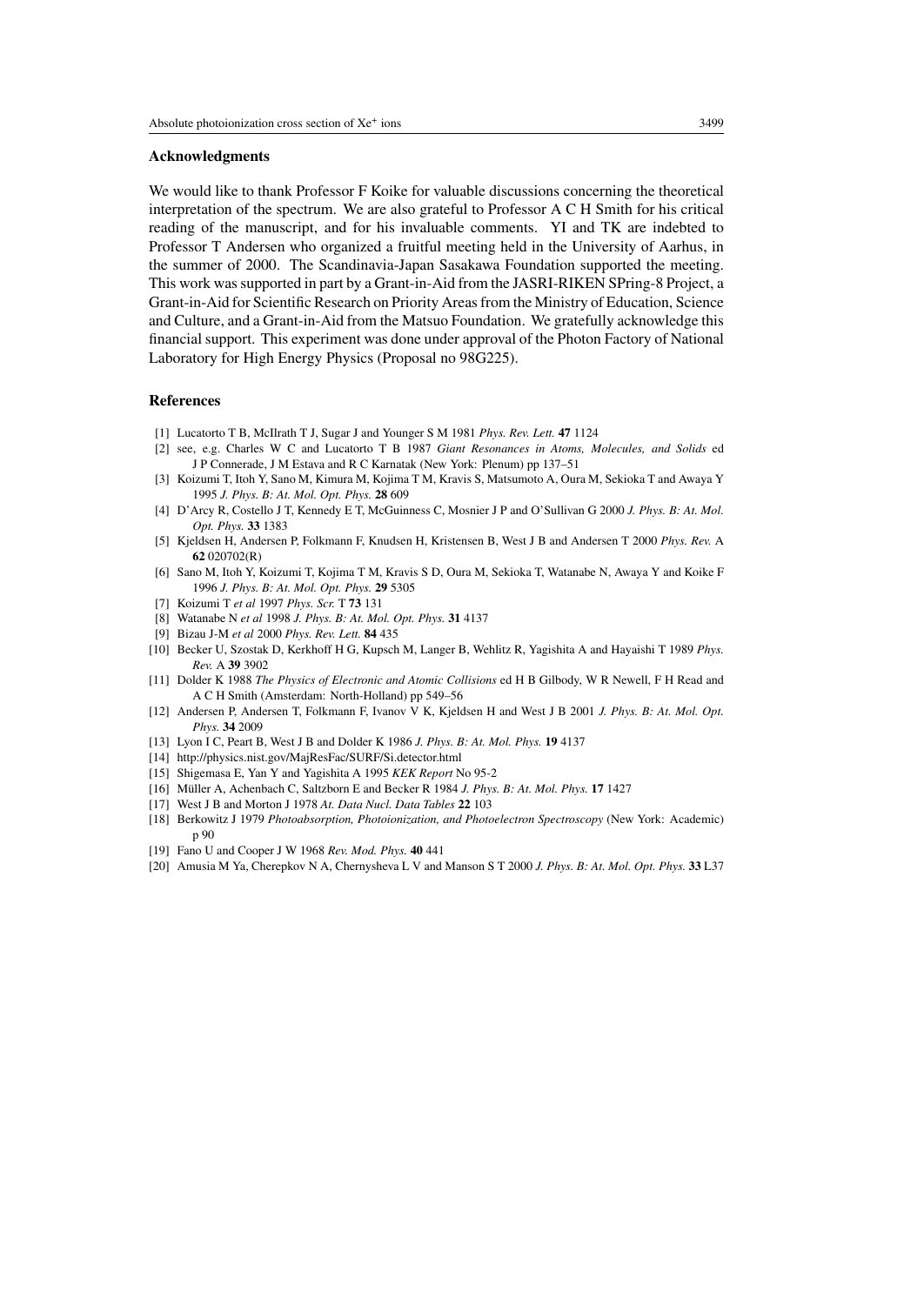## Acknowledgments

We would like to thank Professor F Koike for valuable discussions concerning the theoretical interpretation of the spectrum. We are also grateful to Professor A C H Smith for his critical reading of the manuscript, and for his invaluable comments. YI and TK are indebted to Professor T Andersen who organized a fruitful meeting held in the University of Aarhus, in the summer of 2000. The Scandinavia-Japan Sasakawa Foundation supported the meeting. This work was supported in part by a Grant-in-Aid from the JASRI-RIKEN SPring-8 Project, a Grant-in-Aid for Scientific Research on Priority Areas from the Ministry of Education, Science and Culture, and a Grant-in-Aid from the Matsuo Foundation. We gratefully acknowledge this financial support. This experiment was done under approval of the Photon Factory of National Laboratory for High Energy Physics (Proposal no 98G225).

## References

[1] Lucatorto T B, McIlrath T J, Sugar J and Younger S M 1981 *Phys. Rev. Lett.* **47** 1124

[2] see, e.g. Charles W C and Lucatorto T B 1987 *Giant Resonances in Atoms, Molecules, and Solids* ed J P Connerade, J M Estava and R C Karnatak (New York: Plenum) pp 137–51

[3] Koizumi T, Itoh Y, Sano M, Kimura M, Kojima T M, Kravis S, Matsumoto A, Oura M, Sekioka T and Awaya Y 1995 *J. Phys. B: At. Mol. Opt. Phys.* **28** 609

[4] D'Arcy R, Costello J T, Kennedy E T, McGuinness C, Mosnier J P and O'Sullivan G 2000 *J. Phys. B: At. Mol. Opt. Phys.* **33** 1383

[5] Kjeldsen H, Andersen P, Folkmann F, Knudsen H, Kristensen B, West J B and Andersen T 2000 *Phys. Rev.* A **62** 020702(R)

[6] Sano M, Itoh Y, Koizumi T, Kojima T M, Kravis S D, Oura M, Sekioka T, Watanabe N, Awaya Y and Koike F 1996 *J. Phys. B: At. Mol. Opt. Phys.* **29** 5305

[7] Koizumi T *et al* 1997 *Phys. Scr.* T **73** 131

[8] Watanabe N *et al* 1998 *J. Phys. B: At. Mol. Opt. Phys.* **31** 4137

[9] Bizau J-M *et al* 2000 *Phys. Rev. Lett.* **84** 435

[10] Becker U, Szostak D, Kerkhoff H G, Kupsch M, Langer B, Wehlitz R, Yagishita A and Hayaishi T 1989 *Phys. Rev.* A **39** 3902

[11] Dolder K 1988 *The Physics of Electronic and Atomic Collisions* ed H B Gilbody, W R Newell, F H Read and A C H Smith (Amsterdam: North-Holland) pp 549–56

[12] Andersen P, Andersen T, Folkmann F, Ivanov V K, Kjeldsen H and West J B 2001 *J. Phys. B: At. Mol. Opt. Phys.* **34** 2009

[13] Lyon I C, Peart B, West J B and Dolder K 1986 *J. Phys. B: At. Mol. Phys.* **19** 4137

[14] http://physics.nist.gov/MajResFac/SURF/Si.detector.html

[15] Shigemasa E, Yan Y and Yagishita A 1995 *KEK Report* No 95-2

[16] Müller A, Achenbach C, Saltzborn E and Becker R 1984 *J. Phys. B: At. Mol. Phys.* **17** 1427

[17] West J B and Morton J 1978 *At. Data Nucl. Data Tables* **22** 103

[18] Berkowitz J 1979 *Photoabsorption, Photoionization, and Photoelectron Spectroscopy* (New York: Academic) p 90

[19] Fano U and Cooper J W 1968 *Rev. Mod. Phys.* **40** 441

[20] Amusia M Ya, Cherepkov N A, Chernysheva L V and Manson S T 2000 *J. Phys. B: At. Mol. Opt. Phys.* **33** L37